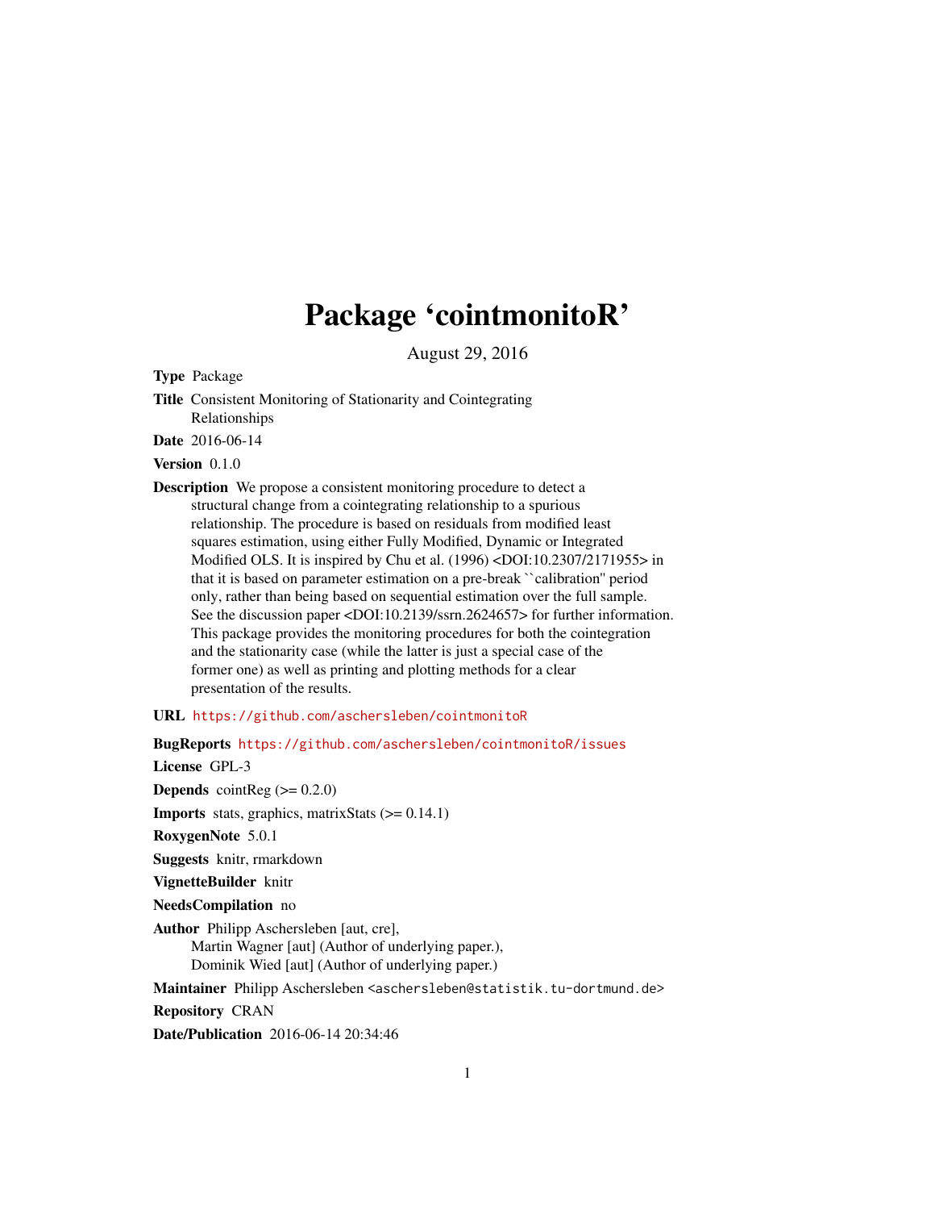# Package 'cointmonitoR'

August 29, 2016

**Type** Package

**Title** Consistent Monitoring of Stationarity and Cointegrating Relationships

**Date** 2016-06-14

**Version** 0.1.0

**Description** We propose a consistent monitoring procedure to detect a structural change from a cointegrating relationship to a spurious relationship. The procedure is based on residuals from modified least squares estimation, using either Fully Modified, Dynamic or Integrated Modified OLS. It is inspired by Chu et al. (1996) <DOI:10.2307/2171955> in that it is based on parameter estimation on a pre-break ``calibration'' period only, rather than being based on sequential estimation over the full sample. See the discussion paper <DOI:10.2139/ssrn.2624657> for further information. This package provides the monitoring procedures for both the cointegration and the stationarity case (while the latter is just a special case of the former one) as well as printing and plotting methods for a clear presentation of the results.

**URL** https://github.com/aschersleben/cointmonitoR

**BugReports** https://github.com/aschersleben/cointmonitoR/issues

**License** GPL-3

**Depends** cointReg (>= 0.2.0)

**Imports** stats, graphics, matrixStats (>= 0.14.1)

**RoxygenNote** 5.0.1

**Suggests** knitr, rmarkdown

**VignetteBuilder** knitr

**NeedsCompilation** no

**Author** Philipp Aschersleben [aut, cre],
Martin Wagner [aut] (Author of underlying paper.),
Dominik Wied [aut] (Author of underlying paper.)

**Maintainer** Philipp Aschersleben <aschersleben@statistik.tu-dortmund.de>

**Repository** CRAN

**Date/Publication** 2016-06-14 20:34:46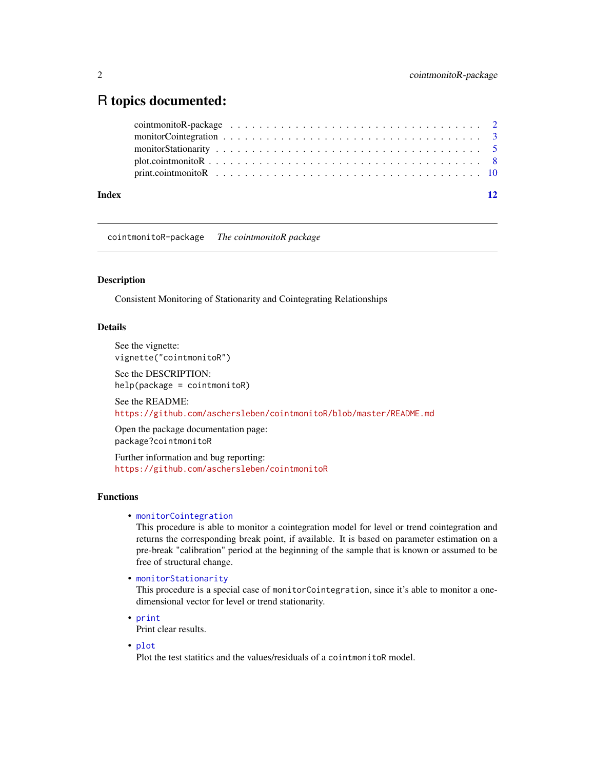# R topics documented:

- cointmonitoR-package . . . . . . . . . . . . . . . . . . . . . . . . . . . . . . . . 2
- monitorCointegration . . . . . . . . . . . . . . . . . . . . . . . . . . . . . . . . 3
- monitorStationarity . . . . . . . . . . . . . . . . . . . . . . . . . . . . . . . . 5
- plot.cointmonitoR . . . . . . . . . . . . . . . . . . . . . . . . . . . . . . . . 8
- print.cointmonitoR . . . . . . . . . . . . . . . . . . . . . . . . . . . . . . . . 10

**Index** **12**

---

`cointmonitoR-package` *The cointmonitoR package*

---

### Description

Consistent Monitoring of Stationarity and Cointegrating Relationships

### Details

See the vignette:
`vignette("cointmonitoR")`

See the DESCRIPTION:
`help(package = cointmonitoR)`

See the README:
`https://github.com/aschersleben/cointmonitoR/blob/master/README.md`

Open the package documentation page:
`package?cointmonitoR`

Further information and bug reporting:
`https://github.com/aschersleben/cointmonitoR`

### Functions

- `monitorCointegration`
  This procedure is able to monitor a cointegration model for level or trend cointegration and returns the corresponding break point, if available. It is based on parameter estimation on a pre-break "calibration" period at the beginning of the sample that is known or assumed to be free of structural change.
- `monitorStationarity`
  This procedure is a special case of `monitorCointegration`, since it's able to monitor a one-dimensional vector for level or trend stationarity.
- `print`
  Print clear results.
- `plot`
  Plot the test statitics and the values/residuals of a `cointmonitoR` model.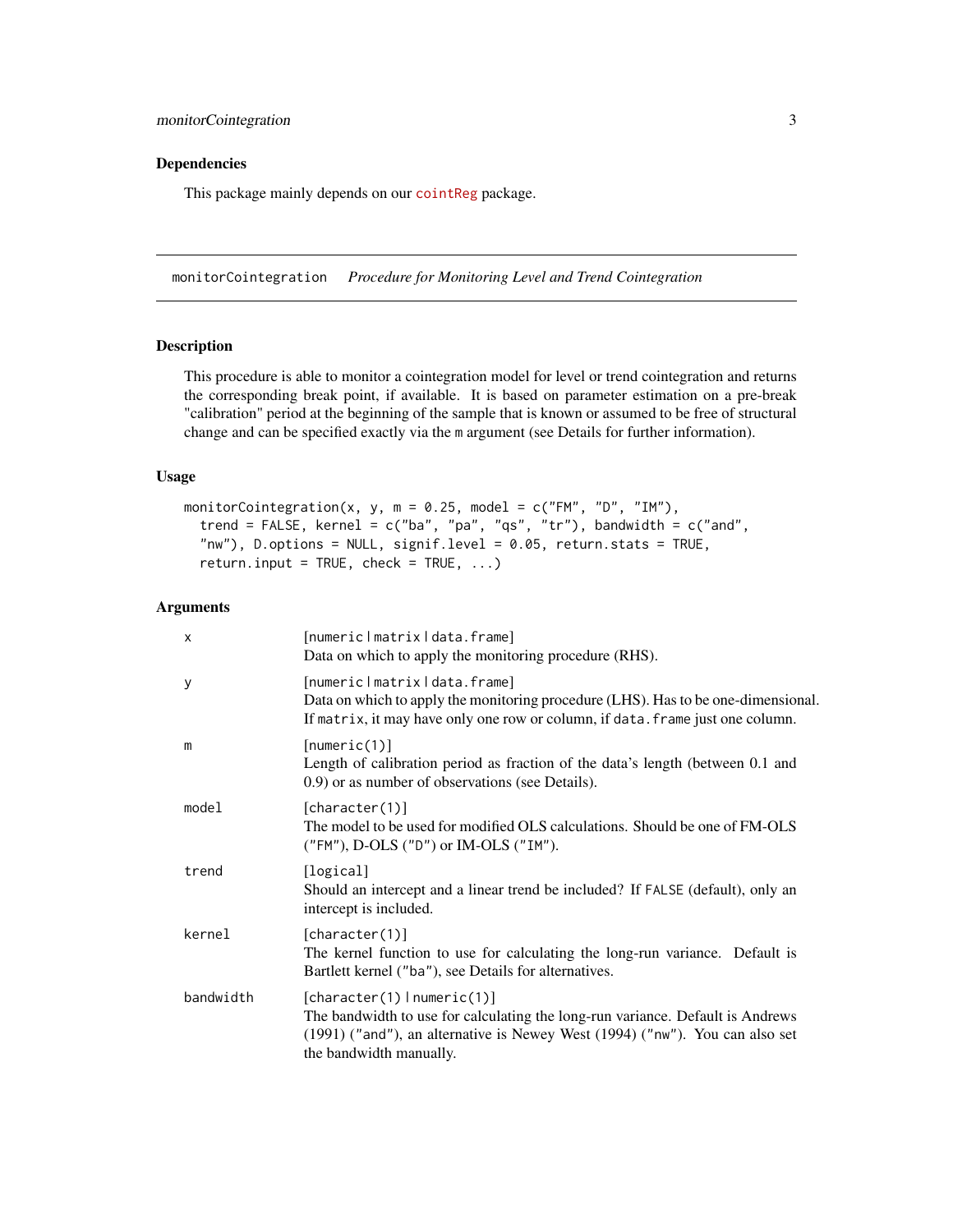### Dependencies

This package mainly depends on our cointReg package.

---

## monitorCointegration    *Procedure for Monitoring Level and Trend Cointegration*

### Description

This procedure is able to monitor a cointegration model for level or trend cointegration and returns the corresponding break point, if available. It is based on parameter estimation on a pre-break "calibration" period at the beginning of the sample that is known or assumed to be free of structural change and can be specified exactly via the `m` argument (see Details for further information).

### Usage

```
monitorCointegration(x, y, m = 0.25, model = c("FM", "D", "IM"),
  trend = FALSE, kernel = c("ba", "pa", "qs", "tr"), bandwidth = c("and",
  "nw"), D.options = NULL, signif.level = 0.05, return.stats = TRUE,
  return.input = TRUE, check = TRUE, ...)
```

### Arguments

| | |
|---|---|
| `x` | `[numeric|matrix|data.frame]`<br>Data on which to apply the monitoring procedure (RHS). |
| `y` | `[numeric|matrix|data.frame]`<br>Data on which to apply the monitoring procedure (LHS). Has to be one-dimensional. If `matrix`, it may have only one row or column, if `data.frame` just one column. |
| `m` | `[numeric(1)]`<br>Length of calibration period as fraction of the data's length (between 0.1 and 0.9) or as number of observations (see Details). |
| `model` | `[character(1)]`<br>The model to be used for modified OLS calculations. Should be one of FM-OLS (`"FM"`), D-OLS (`"D"`) or IM-OLS (`"IM"`). |
| `trend` | `[logical]`<br>Should an intercept and a linear trend be included? If `FALSE` (default), only an intercept is included. |
| `kernel` | `[character(1)]`<br>The kernel function to use for calculating the long-run variance. Default is Bartlett kernel (`"ba"`), see Details for alternatives. |
| `bandwidth` | `[character(1)|numeric(1)]`<br>The bandwidth to use for calculating the long-run variance. Default is Andrews (1991) (`"and"`), an alternative is Newey West (1994) (`"nw"`). You can also set the bandwidth manually. |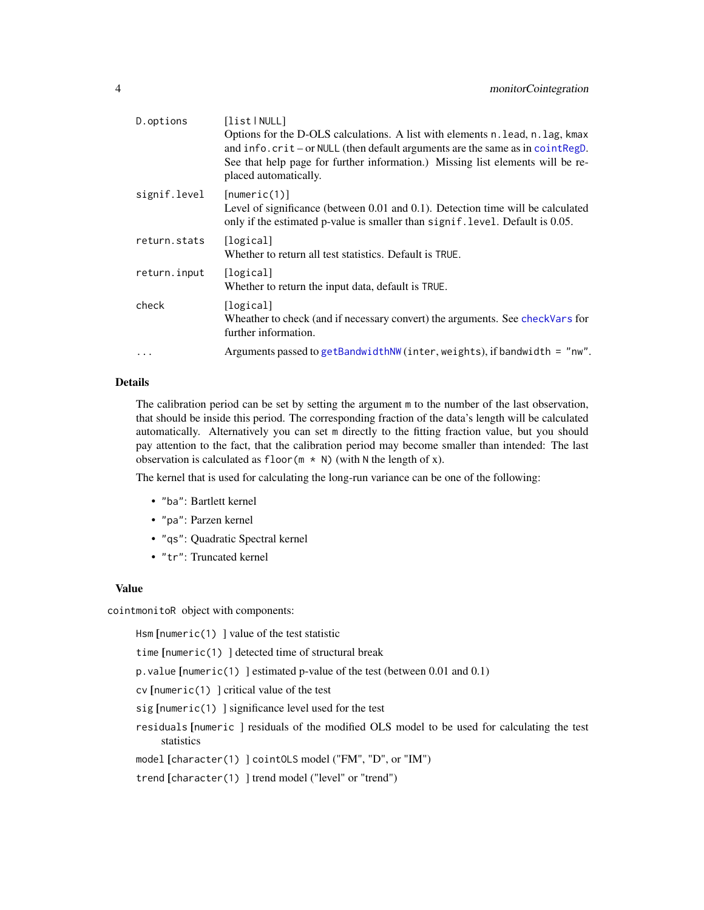| | |
|---|---|
| `D.options` | `[list | NULL]` Options for the D-OLS calculations. A list with elements `n.lead`, `n.lag`, `kmax` and `info.crit` – or `NULL` (then default arguments are the same as in `cointRegD`. See that help page for further information.) Missing list elements will be replaced automatically. |
| `signif.level` | `[numeric(1)]` Level of significance (between 0.01 and 0.1). Detection time will be calculated only if the estimated p-value is smaller than `signif.level`. Default is 0.05. |
| `return.stats` | `[logical]` Whether to return all test statistics. Default is `TRUE`. |
| `return.input` | `[logical]` Whether to return the input data, default is `TRUE`. |
| `check` | `[logical]` Wheather to check (and if necessary convert) the arguments. See `checkVars` for further information. |
| `...` | Arguments passed to `getBandwidthNW` (`inter`, `weights`), if `bandwidth = "nw"`. |

## Details

The calibration period can be set by setting the argument `m` to the number of the last observation, that should be inside this period. The corresponding fraction of the data's length will be calculated automatically. Alternatively you can set `m` directly to the fitting fraction value, but you should pay attention to the fact, that the calibration period may become smaller than intended: The last observation is calculated as `floor(m * N)` (with `N` the length of `x`).

The kernel that is used for calculating the long-run variance can be one of the following:

- `"ba"`: Bartlett kernel
- `"pa"`: Parzen kernel
- `"qs"`: Quadratic Spectral kernel
- `"tr"`: Truncated kernel

## Value

`cointmonitoR` object with components:

`Hsm` [`numeric(1)` ] value of the test statistic

`time` [`numeric(1)` ] detected time of structural break

`p.value` [`numeric(1)` ] estimated p-value of the test (between 0.01 and 0.1)

`cv` [`numeric(1)` ] critical value of the test

`sig` [`numeric(1)` ] significance level used for the test

`residuals` [`numeric` ] residuals of the modified OLS model to be used for calculating the test statistics

`model` [`character(1)` ] `cointOLS` model ("FM", "D", or "IM")

`trend` [`character(1)` ] trend model ("level" or "trend")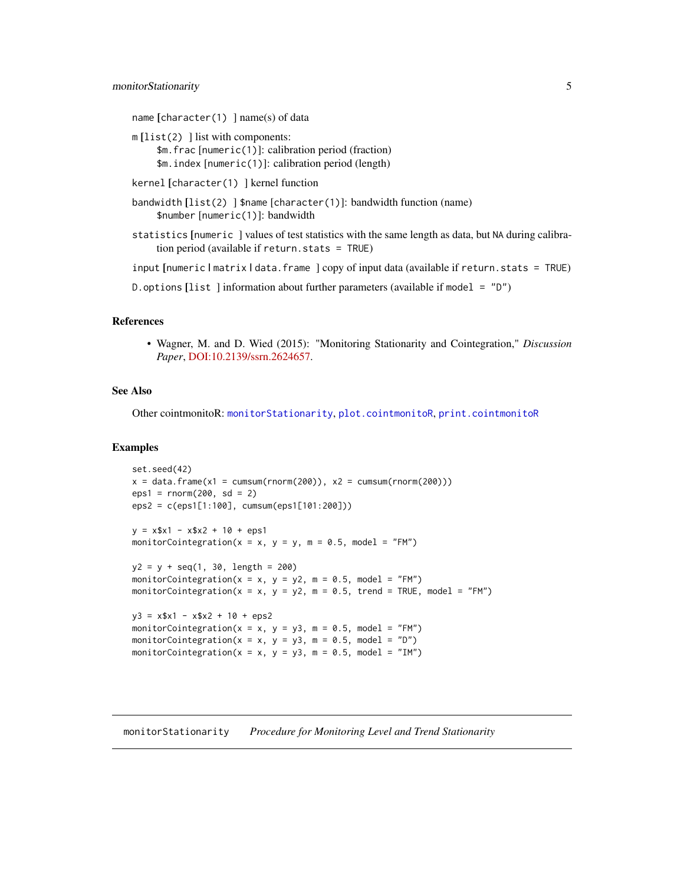name [character(1) ] name(s) of data

m [list(2) ] list with components:
  $m.frac [numeric(1)]: calibration period (fraction)
  $m.index [numeric(1)]: calibration period (length)

kernel [character(1) ] kernel function

bandwidth [list(2) ] $name [character(1)]: bandwidth function (name)
  $number [numeric(1)]: bandwidth

statistics [numeric ] values of test statistics with the same length as data, but NA during calibration period (available if return.stats = TRUE)

input [numeric | matrix | data.frame ] copy of input data (available if return.stats = TRUE)

D.options [list ] information about further parameters (available if model = "D")

### References

- Wagner, M. and D. Wied (2015): "Monitoring Stationarity and Cointegration," *Discussion Paper*, DOI:10.2139/ssrn.2624657.

### See Also

Other cointmonitoR: monitorStationarity, plot.cointmonitoR, print.cointmonitoR

### Examples

```
set.seed(42)
x = data.frame(x1 = cumsum(rnorm(200)), x2 = cumsum(rnorm(200)))
eps1 = rnorm(200, sd = 2)
eps2 = c(eps1[1:100], cumsum(eps1[101:200]))

y = x$x1 - x$x2 + 10 + eps1
monitorCointegration(x = x, y = y, m = 0.5, model = "FM")

y2 = y + seq(1, 30, length = 200)
monitorCointegration(x = x, y = y2, m = 0.5, model = "FM")
monitorCointegration(x = x, y = y2, m = 0.5, trend = TRUE, model = "FM")

y3 = x$x1 - x$x2 + 10 + eps2
monitorCointegration(x = x, y = y3, m = 0.5, model = "FM")
monitorCointegration(x = x, y = y3, m = 0.5, model = "D")
monitorCointegration(x = x, y = y3, m = 0.5, model = "IM")
```

## monitorStationarity    *Procedure for Monitoring Level and Trend Stationarity*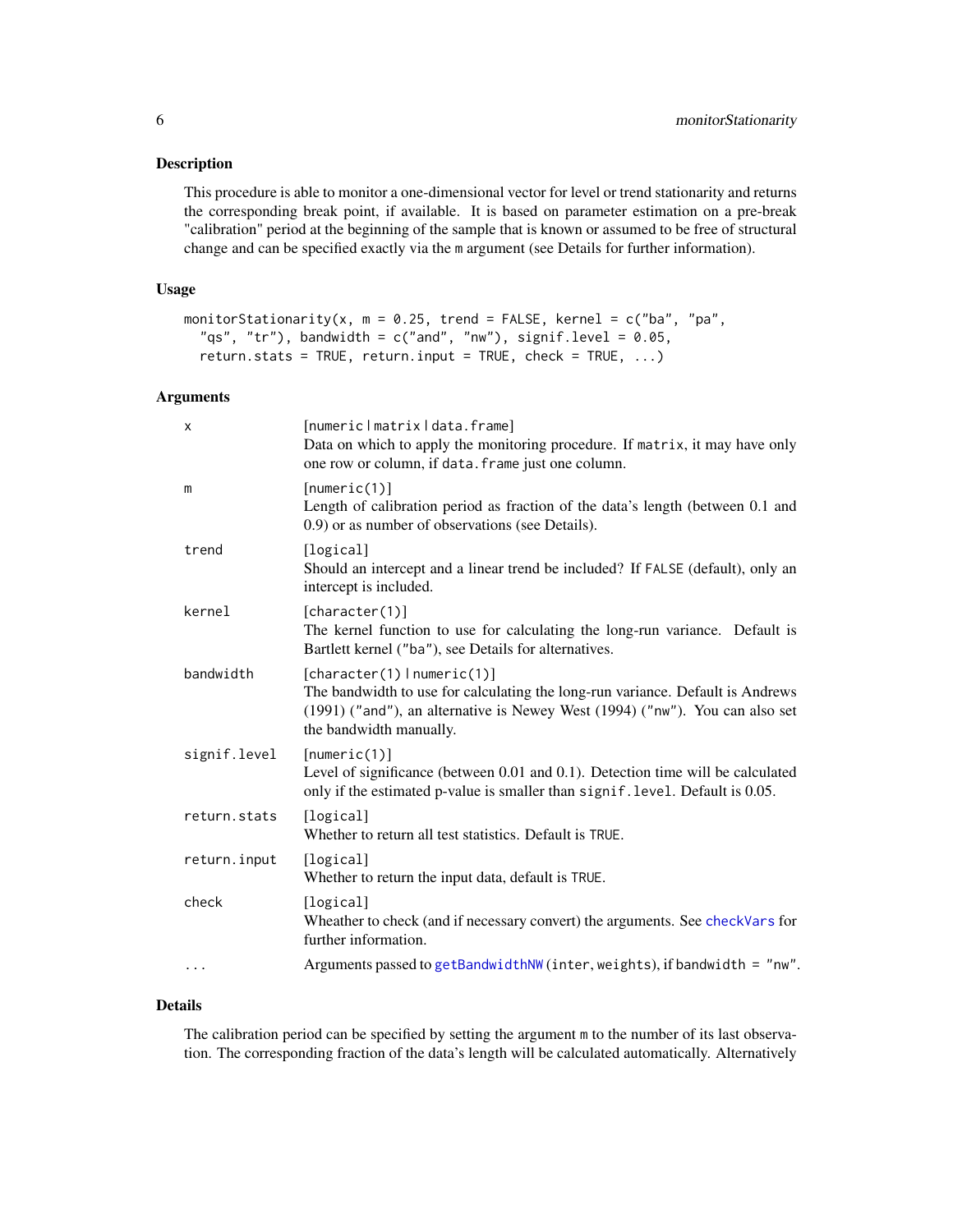### Description

This procedure is able to monitor a one-dimensional vector for level or trend stationarity and returns the corresponding break point, if available. It is based on parameter estimation on a pre-break "calibration" period at the beginning of the sample that is known or assumed to be free of structural change and can be specified exactly via the `m` argument (see Details for further information).

### Usage

```
monitorStationarity(x, m = 0.25, trend = FALSE, kernel = c("ba", "pa",
  "qs", "tr"), bandwidth = c("and", "nw"), signif.level = 0.05,
  return.stats = TRUE, return.input = TRUE, check = TRUE, ...)
```

### Arguments

- `x` — [numeric | matrix | data.frame]
  Data on which to apply the monitoring procedure. If `matrix`, it may have only one row or column, if `data.frame` just one column.
- `m` — [numeric(1)]
  Length of calibration period as fraction of the data's length (between 0.1 and 0.9) or as number of observations (see Details).
- `trend` — [logical]
  Should an intercept and a linear trend be included? If `FALSE` (default), only an intercept is included.
- `kernel` — [character(1)]
  The kernel function to use for calculating the long-run variance. Default is Bartlett kernel ("ba"), see Details for alternatives.
- `bandwidth` — [character(1) | numeric(1)]
  The bandwidth to use for calculating the long-run variance. Default is Andrews (1991) ("and"), an alternative is Newey West (1994) ("nw"). You can also set the bandwidth manually.
- `signif.level` — [numeric(1)]
  Level of significance (between 0.01 and 0.1). Detection time will be calculated only if the estimated p-value is smaller than `signif.level`. Default is 0.05.
- `return.stats` — [logical]
  Whether to return all test statistics. Default is `TRUE`.
- `return.input` — [logical]
  Whether to return the input data, default is `TRUE`.
- `check` — [logical]
  Wheather to check (and if necessary convert) the arguments. See `checkVars` for further information.
- `...` — Arguments passed to `getBandwidthNW` (inter, weights), if `bandwidth = "nw"`.

### Details

The calibration period can be specified by setting the argument `m` to the number of its last observation. The corresponding fraction of the data's length will be calculated automatically. Alternatively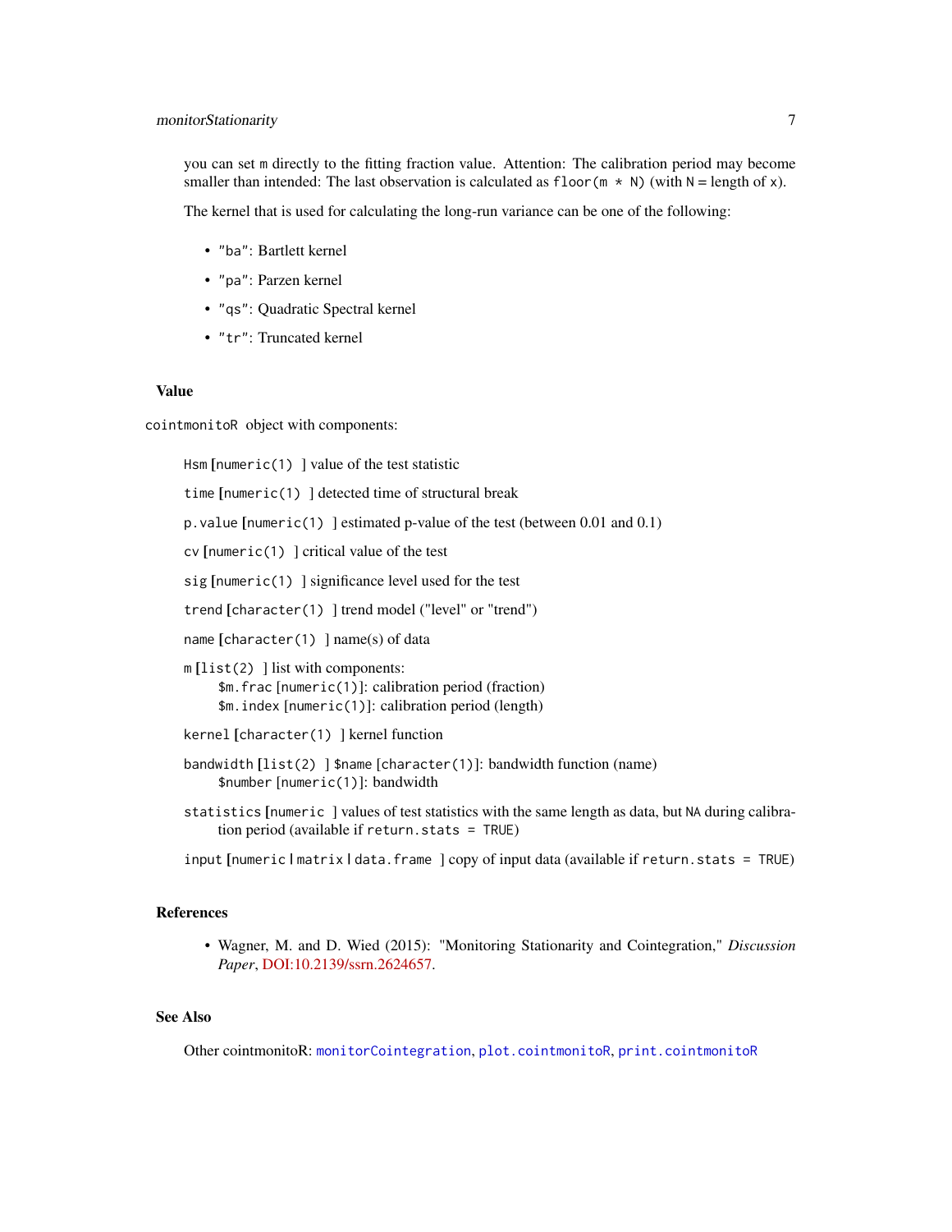you can set `m` directly to the fitting fraction value. Attention: The calibration period may become smaller than intended: The last observation is calculated as `floor(m * N)` (with `N` = length of `x`).

The kernel that is used for calculating the long-run variance can be one of the following:

- `"ba"`: Bartlett kernel
- `"pa"`: Parzen kernel
- `"qs"`: Quadratic Spectral kernel
- `"tr"`: Truncated kernel

## Value

`cointmonitoR` object with components:

`Hsm` [`numeric(1)` ] value of the test statistic

`time` [`numeric(1)` ] detected time of structural break

`p.value` [`numeric(1)` ] estimated p-value of the test (between 0.01 and 0.1)

`cv` [`numeric(1)` ] critical value of the test

`sig` [`numeric(1)` ] significance level used for the test

`trend` [`character(1)` ] trend model ("level" or "trend")

`name` [`character(1)` ] name(s) of data

`m` [`list(2)` ] list with components:
  `$m.frac` [`numeric(1)`]: calibration period (fraction)
  `$m.index` [`numeric(1)`]: calibration period (length)

`kernel` [`character(1)` ] kernel function

`bandwidth` [`list(2)` ] `$name` [`character(1)`]: bandwidth function (name)
  `$number` [`numeric(1)`]: bandwidth

`statistics` [`numeric` ] values of test statistics with the same length as data, but `NA` during calibration period (available if `return.stats = TRUE`)

`input` [`numeric` | `matrix` | `data.frame` ] copy of input data (available if `return.stats = TRUE`)

## References

- Wagner, M. and D. Wied (2015): "Monitoring Stationarity and Cointegration," *Discussion Paper*, DOI:10.2139/ssrn.2624657.

## See Also

Other cointmonitoR: `monitorCointegration`, `plot.cointmonitoR`, `print.cointmonitoR`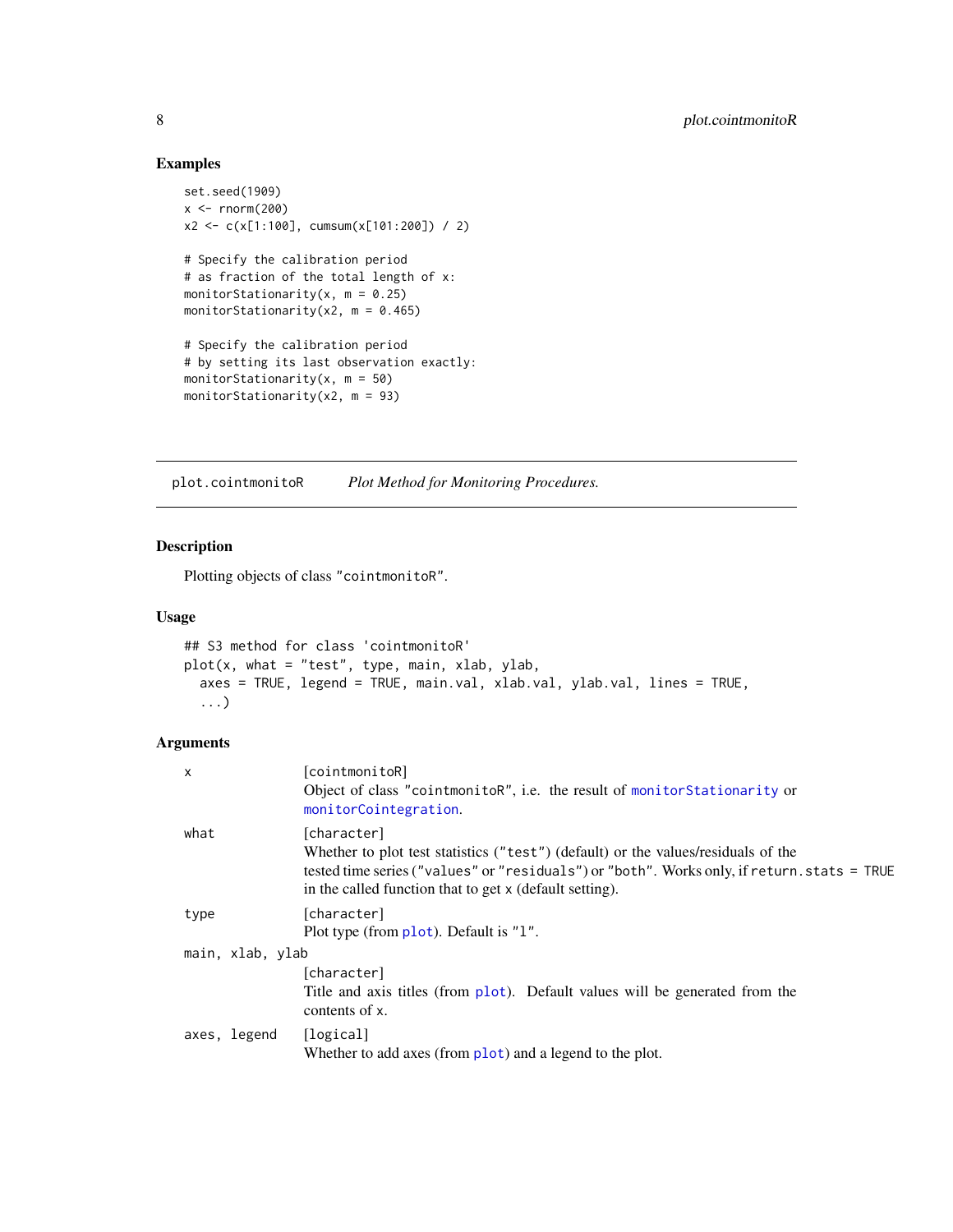## Examples

```
set.seed(1909)
x <- rnorm(200)
x2 <- c(x[1:100], cumsum(x[101:200]) / 2)

# Specify the calibration period
# as fraction of the total length of x:
monitorStationarity(x, m = 0.25)
monitorStationarity(x2, m = 0.465)

# Specify the calibration period
# by setting its last observation exactly:
monitorStationarity(x, m = 50)
monitorStationarity(x2, m = 93)
```

---

`plot.cointmonitoR` *Plot Method for Monitoring Procedures.*

---

### Description

Plotting objects of class "cointmonitoR".

### Usage

```
## S3 method for class 'cointmonitoR'
plot(x, what = "test", type, main, xlab, ylab,
  axes = TRUE, legend = TRUE, main.val, xlab.val, ylab.val, lines = TRUE,
  ...)
```

### Arguments

`x` — [cointmonitoR]
Object of class "cointmonitoR", i.e. the result of monitorStationarity or monitorCointegration.

`what` — [character]
Whether to plot test statistics ("test") (default) or the values/residuals of the tested time series ("values" or "residuals") or "both". Works only, if `return.stats = TRUE` in the called function that to get x (default setting).

`type` — [character]
Plot type (from plot). Default is "l".

`main, xlab, ylab` — [character]
Title and axis titles (from plot). Default values will be generated from the contents of x.

`axes, legend` — [logical]
Whether to add axes (from plot) and a legend to the plot.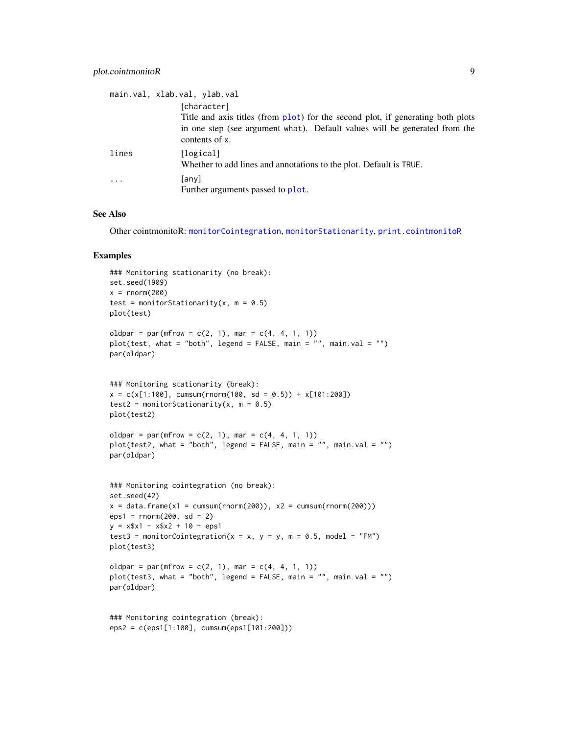main.val, xlab.val, ylab.val

[character]
Title and axis titles (from plot) for the second plot, if generating both plots in one step (see argument what). Default values will be generated from the contents of x.

lines
[logical]
Whether to add lines and annotations to the plot. Default is TRUE.

...
[any]
Further arguments passed to plot.

## See Also

Other cointmonitoR: monitorCointegration, monitorStationarity, print.cointmonitoR

## Examples

```
### Monitoring stationarity (no break):
set.seed(1909)
x = rnorm(200)
test = monitorStationarity(x, m = 0.5)
plot(test)

oldpar = par(mfrow = c(2, 1), mar = c(4, 4, 1, 1))
plot(test, what = "both", legend = FALSE, main = "", main.val = "")
par(oldpar)


### Monitoring stationarity (break):
x = c(x[1:100], cumsum(rnorm(100, sd = 0.5)) + x[101:200])
test2 = monitorStationarity(x, m = 0.5)
plot(test2)

oldpar = par(mfrow = c(2, 1), mar = c(4, 4, 1, 1))
plot(test2, what = "both", legend = FALSE, main = "", main.val = "")
par(oldpar)


### Monitoring cointegration (no break):
set.seed(42)
x = data.frame(x1 = cumsum(rnorm(200)), x2 = cumsum(rnorm(200)))
eps1 = rnorm(200, sd = 2)
y = x$x1 - x$x2 + 10 + eps1
test3 = monitorCointegration(x = x, y = y, m = 0.5, model = "FM")
plot(test3)

oldpar = par(mfrow = c(2, 1), mar = c(4, 4, 1, 1))
plot(test3, what = "both", legend = FALSE, main = "", main.val = "")
par(oldpar)


### Monitoring cointegration (break):
eps2 = c(eps1[1:100], cumsum(eps1[101:200]))
```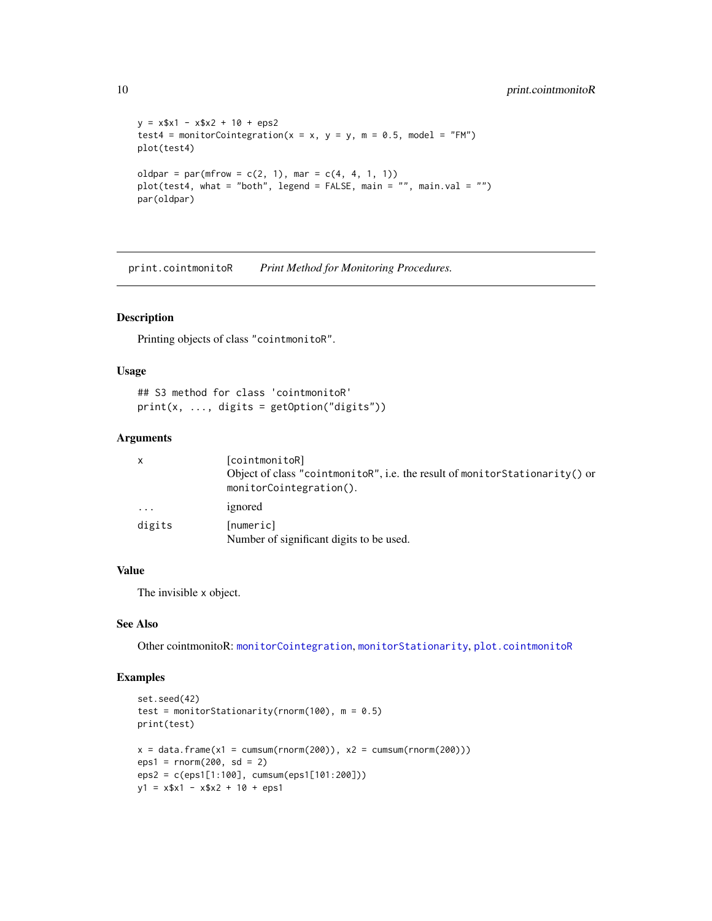```
y = x$x1 - x$x2 + 10 + eps2
test4 = monitorCointegration(x = x, y = y, m = 0.5, model = "FM")
plot(test4)

oldpar = par(mfrow = c(2, 1), mar = c(4, 4, 1, 1))
plot(test4, what = "both", legend = FALSE, main = "", main.val = "")
par(oldpar)
```

## print.cointmonitoR *Print Method for Monitoring Procedures.*

### Description

Printing objects of class "cointmonitoR".

### Usage

```
## S3 method for class 'cointmonitoR'
print(x, ..., digits = getOption("digits"))
```

### Arguments

| | |
|---|---|
| x | [cointmonitoR]<br>Object of class "cointmonitoR", i.e. the result of monitorStationarity() or monitorCointegration(). |
| ... | ignored |
| digits | [numeric]<br>Number of significant digits to be used. |

### Value

The invisible x object.

### See Also

Other cointmonitoR: monitorCointegration, monitorStationarity, plot.cointmonitoR

### Examples

```
set.seed(42)
test = monitorStationarity(rnorm(100), m = 0.5)
print(test)

x = data.frame(x1 = cumsum(rnorm(200)), x2 = cumsum(rnorm(200)))
eps1 = rnorm(200, sd = 2)
eps2 = c(eps1[1:100], cumsum(eps1[101:200]))
y1 = x$x1 - x$x2 + 10 + eps1
```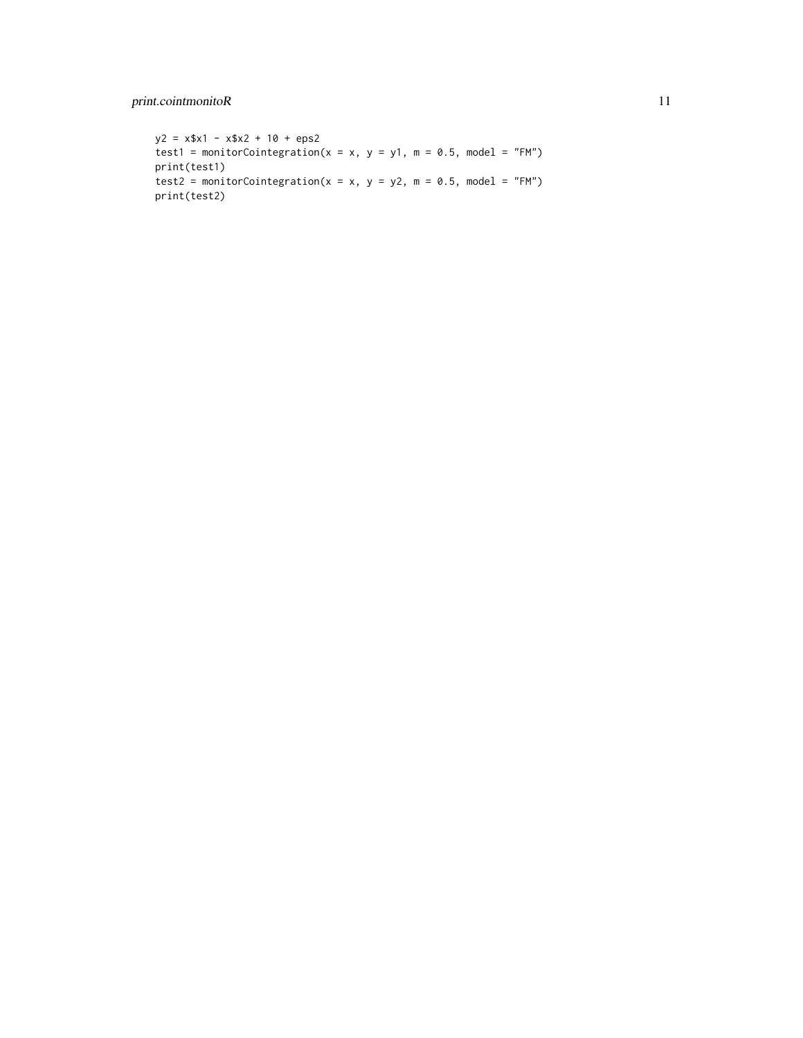```
y2 = x$x1 - x$x2 + 10 + eps2
test1 = monitorCointegration(x = x, y = y1, m = 0.5, model = "FM")
print(test1)
test2 = monitorCointegration(x = x, y = y2, m = 0.5, model = "FM")
print(test2)
```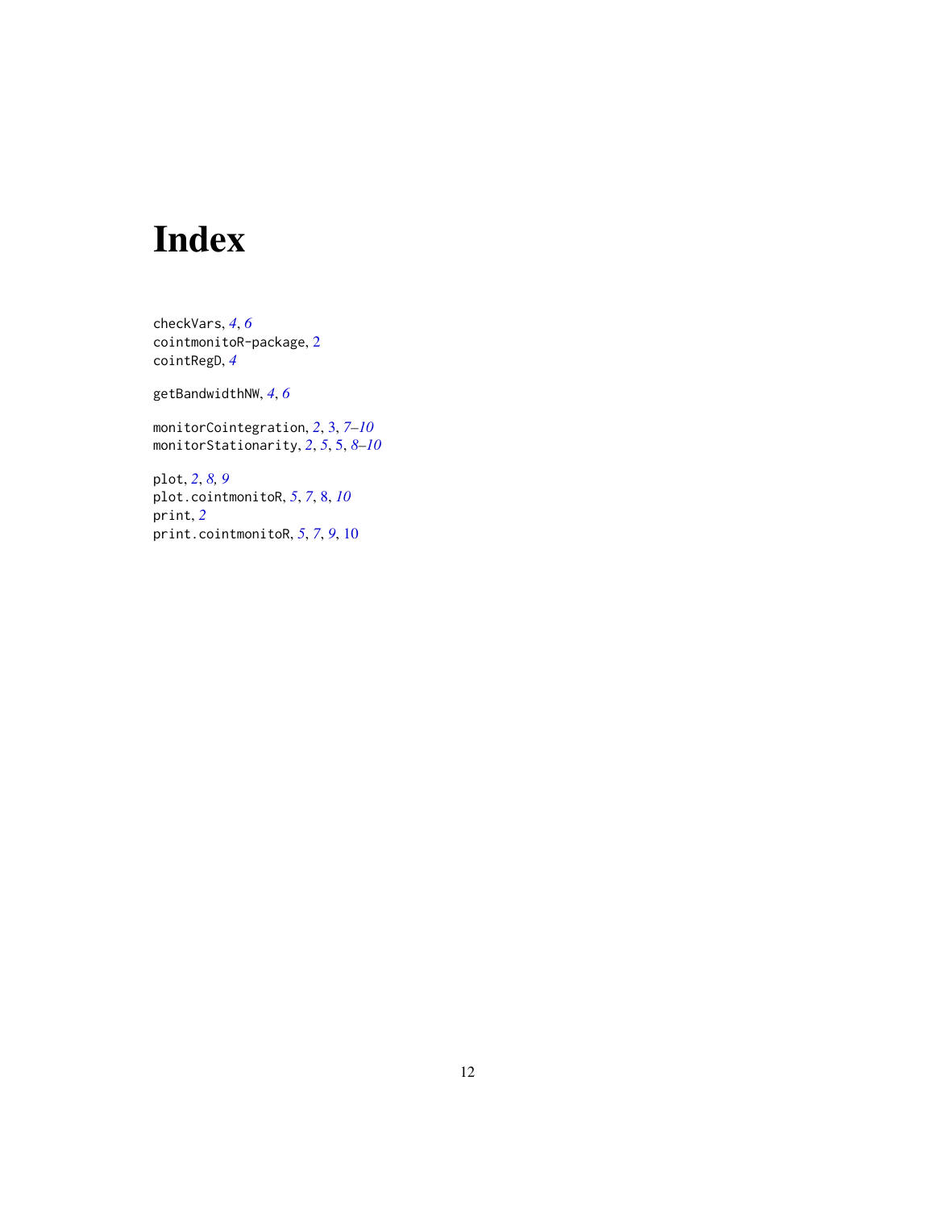# Index

checkVars, *4*, *6*
cointmonitoR-package, 2
cointRegD, *4*

getBandwidthNW, *4*, *6*

monitorCointegration, *2*, 3, *7–10*
monitorStationarity, *2*, *5*, 5, *8–10*

plot, *2*, *8, 9*
plot.cointmonitoR, *5*, *7*, 8, *10*
print, *2*
print.cointmonitoR, *5*, *7*, *9*, 10